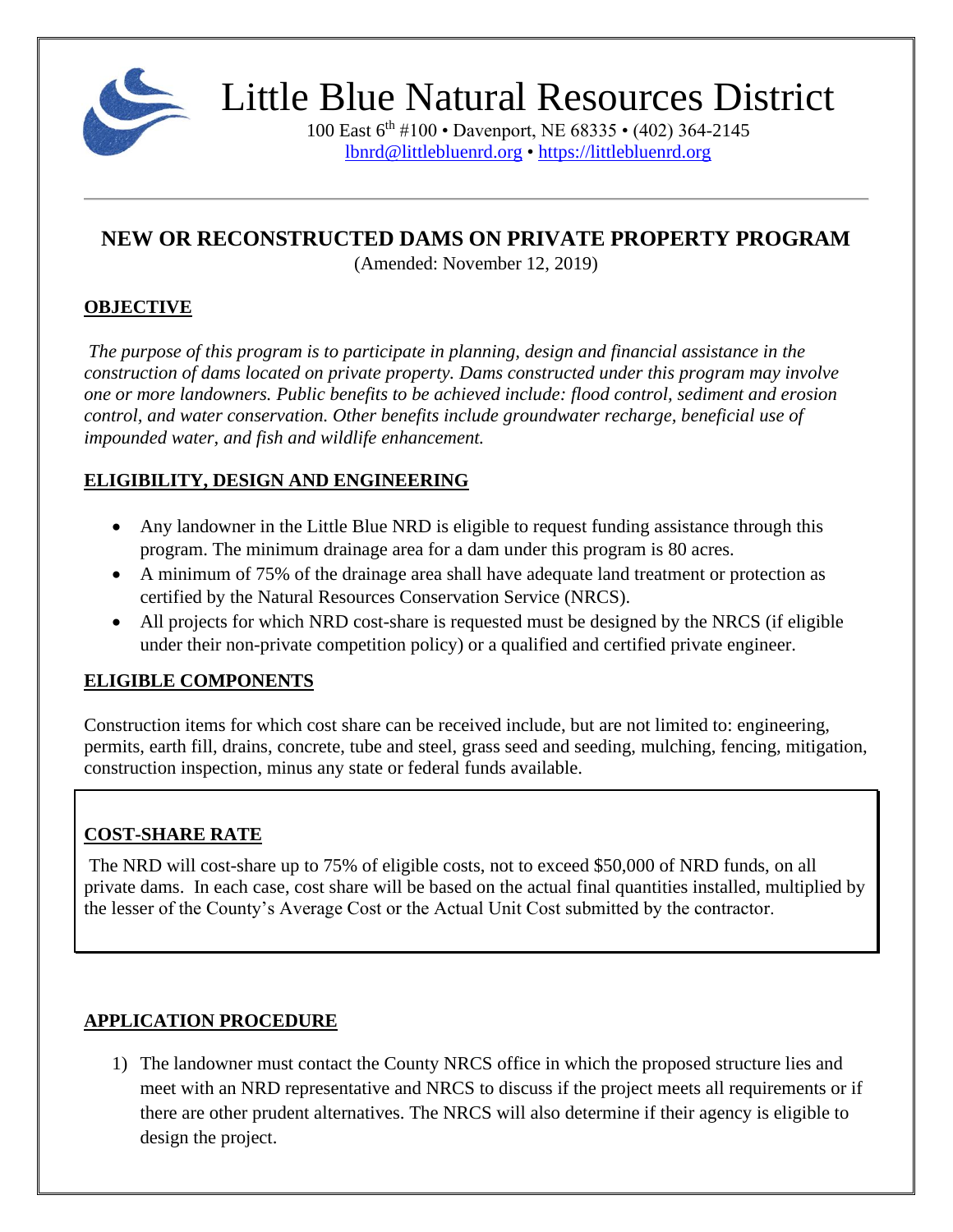# Little Blue Natural Resources District

100 East 6th #100 • Davenport, NE 68335 • (402) 364-2145
lbnrd@littlebluenrd.org • https://littlebluenrd.org

---

## NEW OR RECONSTRUCTED DAMS ON PRIVATE PROPERTY PROGRAM

(Amended: November 12, 2019)

### OBJECTIVE

*The purpose of this program is to participate in planning, design and financial assistance in the construction of dams located on private property. Dams constructed under this program may involve one or more landowners. Public benefits to be achieved include: flood control, sediment and erosion control, and water conservation. Other benefits include groundwater recharge, beneficial use of impounded water, and fish and wildlife enhancement.*

### ELIGIBILITY, DESIGN AND ENGINEERING

- Any landowner in the Little Blue NRD is eligible to request funding assistance through this program. The minimum drainage area for a dam under this program is 80 acres.
- A minimum of 75% of the drainage area shall have adequate land treatment or protection as certified by the Natural Resources Conservation Service (NRCS).
- All projects for which NRD cost-share is requested must be designed by the NRCS (if eligible under their non-private competition policy) or a qualified and certified private engineer.

### ELIGIBLE COMPONENTS

Construction items for which cost share can be received include, but are not limited to: engineering, permits, earth fill, drains, concrete, tube and steel, grass seed and seeding, mulching, fencing, mitigation, construction inspection, minus any state or federal funds available.

### COST-SHARE RATE

The NRD will cost-share up to 75% of eligible costs, not to exceed $50,000 of NRD funds, on all private dams. In each case, cost share will be based on the actual final quantities installed, multiplied by the lesser of the County's Average Cost or the Actual Unit Cost submitted by the contractor.

### APPLICATION PROCEDURE

1) The landowner must contact the County NRCS office in which the proposed structure lies and meet with an NRD representative and NRCS to discuss if the project meets all requirements or if there are other prudent alternatives. The NRCS will also determine if their agency is eligible to design the project.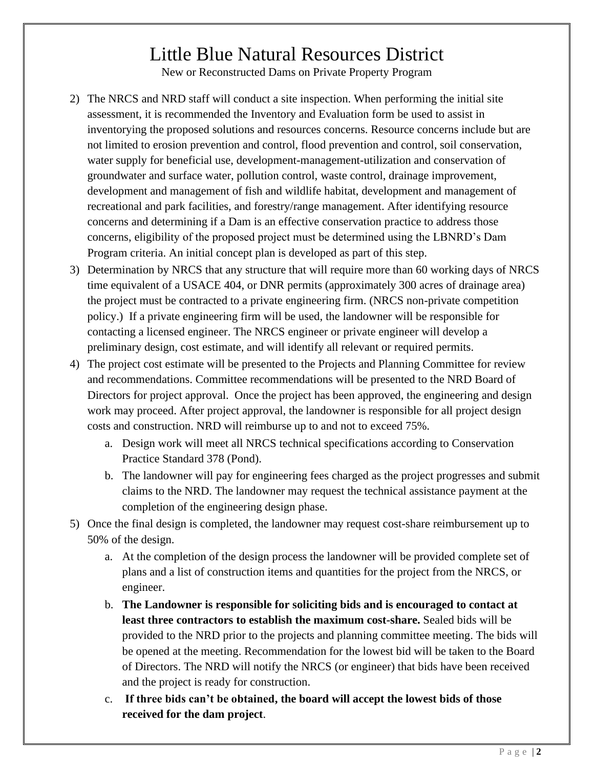2) The NRCS and NRD staff will conduct a site inspection. When performing the initial site assessment, it is recommended the Inventory and Evaluation form be used to assist in inventorying the proposed solutions and resources concerns. Resource concerns include but are not limited to erosion prevention and control, flood prevention and control, soil conservation, water supply for beneficial use, development-management-utilization and conservation of groundwater and surface water, pollution control, waste control, drainage improvement, development and management of fish and wildlife habitat, development and management of recreational and park facilities, and forestry/range management. After identifying resource concerns and determining if a Dam is an effective conservation practice to address those concerns, eligibility of the proposed project must be determined using the LBNRD's Dam Program criteria. An initial concept plan is developed as part of this step.
3) Determination by NRCS that any structure that will require more than 60 working days of NRCS time equivalent of a USACE 404, or DNR permits (approximately 300 acres of drainage area) the project must be contracted to a private engineering firm. (NRCS non-private competition policy.) If a private engineering firm will be used, the landowner will be responsible for contacting a licensed engineer. The NRCS engineer or private engineer will develop a preliminary design, cost estimate, and will identify all relevant or required permits.
4) The project cost estimate will be presented to the Projects and Planning Committee for review and recommendations. Committee recommendations will be presented to the NRD Board of Directors for project approval. Once the project has been approved, the engineering and design work may proceed. After project approval, the landowner is responsible for all project design costs and construction. NRD will reimburse up to and not to exceed 75%.
    a. Design work will meet all NRCS technical specifications according to Conservation Practice Standard 378 (Pond).
    b. The landowner will pay for engineering fees charged as the project progresses and submit claims to the NRD. The landowner may request the technical assistance payment at the completion of the engineering design phase.
5) Once the final design is completed, the landowner may request cost-share reimbursement up to 50% of the design.
    a. At the completion of the design process the landowner will be provided complete set of plans and a list of construction items and quantities for the project from the NRCS, or engineer.
    b. **The Landowner is responsible for soliciting bids and is encouraged to contact at least three contractors to establish the maximum cost-share.** Sealed bids will be provided to the NRD prior to the projects and planning committee meeting. The bids will be opened at the meeting. Recommendation for the lowest bid will be taken to the Board of Directors. The NRD will notify the NRCS (or engineer) that bids have been received and the project is ready for construction.
    c. **If three bids can't be obtained, the board will accept the lowest bids of those received for the dam project**.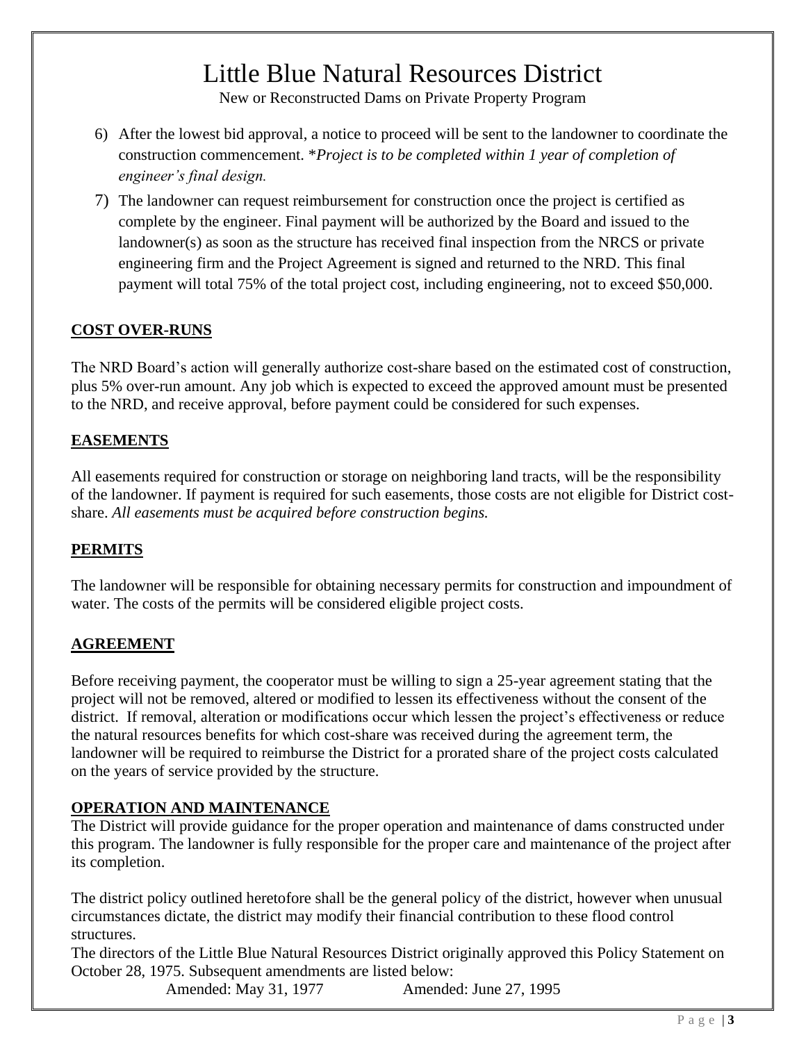# Little Blue Natural Resources District

New or Reconstructed Dams on Private Property Program

6) After the lowest bid approval, a notice to proceed will be sent to the landowner to coordinate the construction commencement. \**Project is to be completed within 1 year of completion of engineer's final design.*
7) The landowner can request reimbursement for construction once the project is certified as complete by the engineer. Final payment will be authorized by the Board and issued to the landowner(s) as soon as the structure has received final inspection from the NRCS or private engineering firm and the Project Agreement is signed and returned to the NRD. This final payment will total 75% of the total project cost, including engineering, not to exceed $50,000.

## COST OVER-RUNS

The NRD Board's action will generally authorize cost-share based on the estimated cost of construction, plus 5% over-run amount. Any job which is expected to exceed the approved amount must be presented to the NRD, and receive approval, before payment could be considered for such expenses.

## EASEMENTS

All easements required for construction or storage on neighboring land tracts, will be the responsibility of the landowner. If payment is required for such easements, those costs are not eligible for District cost-share. *All easements must be acquired before construction begins.*

## PERMITS

The landowner will be responsible for obtaining necessary permits for construction and impoundment of water. The costs of the permits will be considered eligible project costs.

## AGREEMENT

Before receiving payment, the cooperator must be willing to sign a 25-year agreement stating that the project will not be removed, altered or modified to lessen its effectiveness without the consent of the district. If removal, alteration or modifications occur which lessen the project's effectiveness or reduce the natural resources benefits for which cost-share was received during the agreement term, the landowner will be required to reimburse the District for a prorated share of the project costs calculated on the years of service provided by the structure.

## OPERATION AND MAINTENANCE

The District will provide guidance for the proper operation and maintenance of dams constructed under this program. The landowner is fully responsible for the proper care and maintenance of the project after its completion.

The district policy outlined heretofore shall be the general policy of the district, however when unusual circumstances dictate, the district may modify their financial contribution to these flood control structures.

The directors of the Little Blue Natural Resources District originally approved this Policy Statement on October 28, 1975. Subsequent amendments are listed below:

Amended: May 31, 1977 Amended: June 27, 1995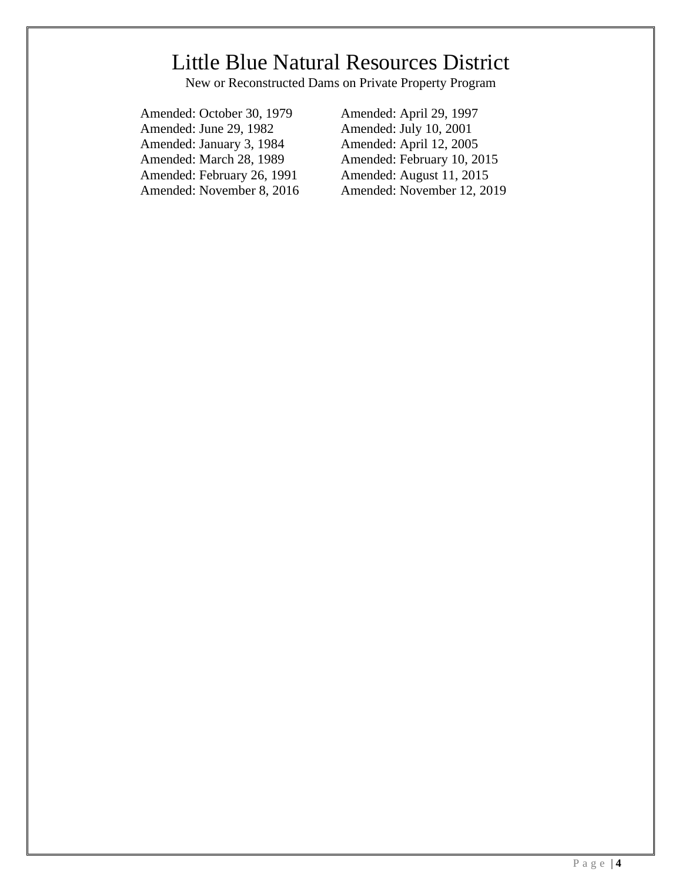# Little Blue Natural Resources District

New or Reconstructed Dams on Private Property Program

Amended: October 30, 1979
Amended: June 29, 1982
Amended: January 3, 1984
Amended: March 28, 1989
Amended: February 26, 1991
Amended: November 8, 2016

Amended: April 29, 1997
Amended: July 10, 2001
Amended: April 12, 2005
Amended: February 10, 2015
Amended: August 11, 2015
Amended: November 12, 2019